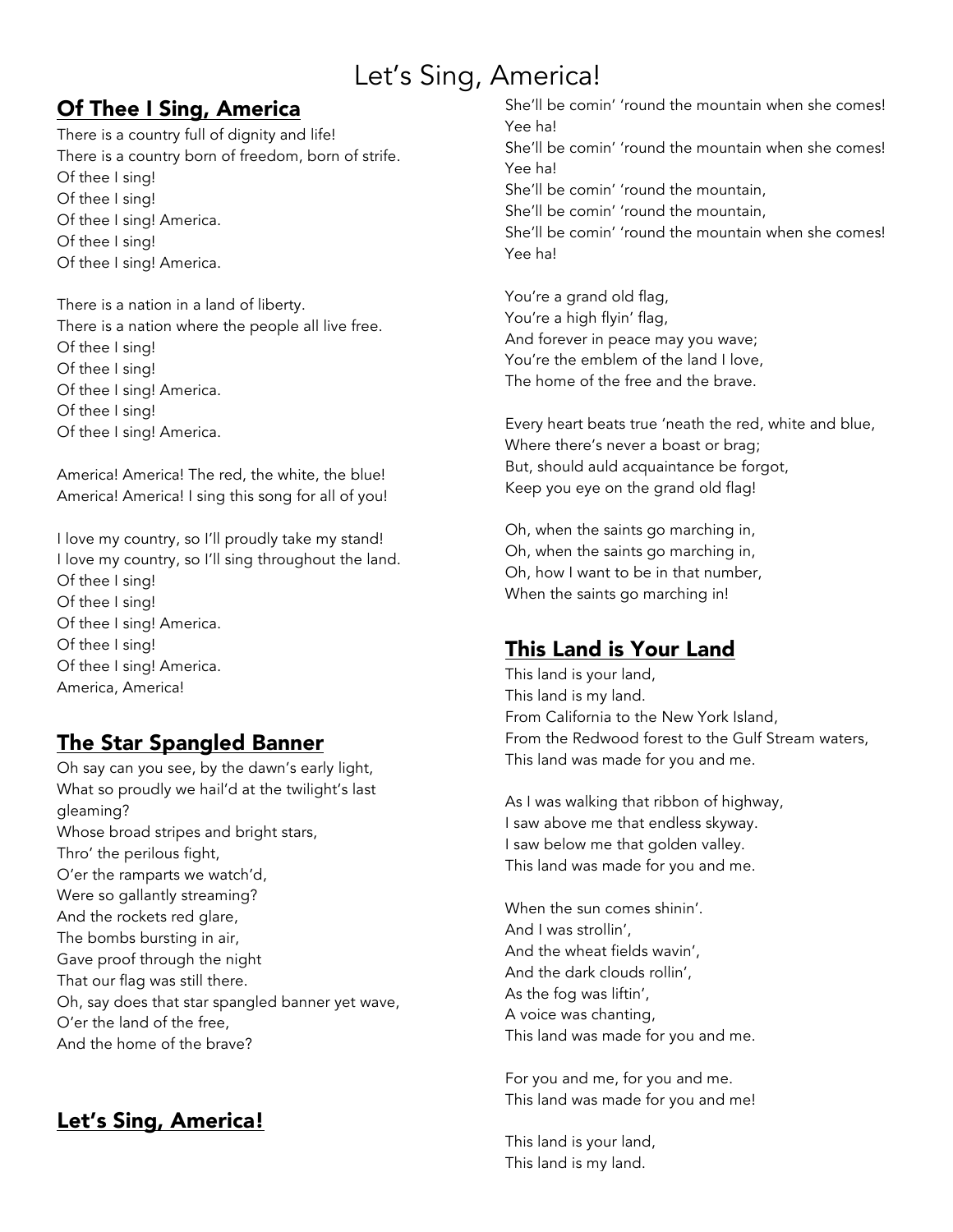# Let's Sing, America!

## Of Thee I Sing, America

There is a country full of dignity and life!
There is a country born of freedom, born of strife.
Of thee I sing!
Of thee I sing!
Of thee I sing! America.
Of thee I sing!
Of thee I sing! America.

There is a nation in a land of liberty.
There is a nation where the people all live free.
Of thee I sing!
Of thee I sing!
Of thee I sing! America.
Of thee I sing!
Of thee I sing! America.

America! America! The red, the white, the blue!
America! America! I sing this song for all of you!

I love my country, so I'll proudly take my stand!
I love my country, so I'll sing throughout the land.
Of thee I sing!
Of thee I sing!
Of thee I sing! America.
Of thee I sing!
Of thee I sing! America.
America, America!

## The Star Spangled Banner

Oh say can you see, by the dawn's early light,
What so proudly we hail'd at the twilight's last gleaming?
Whose broad stripes and bright stars,
Thro' the perilous fight,
O'er the ramparts we watch'd,
Were so gallantly streaming?
And the rockets red glare,
The bombs bursting in air,
Gave proof through the night
That our flag was still there.
Oh, say does that star spangled banner yet wave,
O'er the land of the free,
And the home of the brave?

## Let's Sing, America!

She'll be comin' 'round the mountain when she comes!
Yee ha!
She'll be comin' 'round the mountain when she comes!
Yee ha!
She'll be comin' 'round the mountain,
She'll be comin' 'round the mountain,
She'll be comin' 'round the mountain when she comes!
Yee ha!

You're a grand old flag,
You're a high flyin' flag,
And forever in peace may you wave;
You're the emblem of the land I love,
The home of the free and the brave.

Every heart beats true 'neath the red, white and blue,
Where there's never a boast or brag;
But, should auld acquaintance be forgot,
Keep you eye on the grand old flag!

Oh, when the saints go marching in,
Oh, when the saints go marching in,
Oh, how I want to be in that number,
When the saints go marching in!

## This Land is Your Land

This land is your land,
This land is my land.
From California to the New York Island,
From the Redwood forest to the Gulf Stream waters,
This land was made for you and me.

As I was walking that ribbon of highway,
I saw above me that endless skyway.
I saw below me that golden valley.
This land was made for you and me.

When the sun comes shinin'.
And I was strollin',
And the wheat fields wavin',
And the dark clouds rollin',
As the fog was liftin',
A voice was chanting,
This land was made for you and me.

For you and me, for you and me.
This land was made for you and me!

This land is your land,
This land is my land.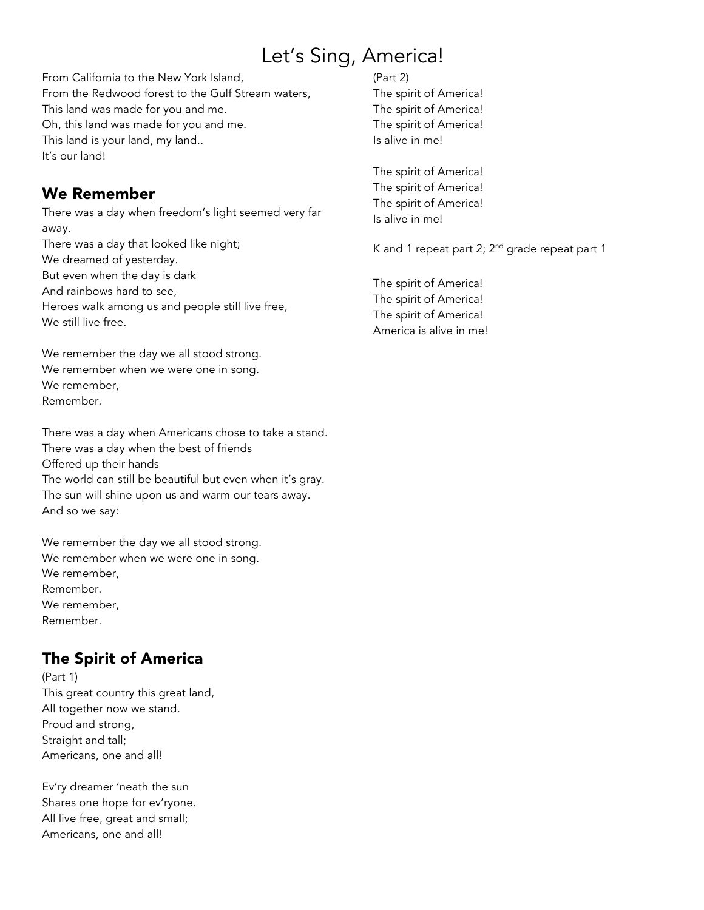# Let's Sing, America!

From California to the New York Island,
From the Redwood forest to the Gulf Stream waters,
This land was made for you and me.
Oh, this land was made for you and me.
This land is your land, my land..
It's our land!

## We Remember

There was a day when freedom's light seemed very far away.
There was a day that looked like night;
We dreamed of yesterday.
But even when the day is dark
And rainbows hard to see,
Heroes walk among us and people still live free,
We still live free.

We remember the day we all stood strong.
We remember when we were one in song.
We remember,
Remember.

There was a day when Americans chose to take a stand.
There was a day when the best of friends
Offered up their hands
The world can still be beautiful but even when it's gray.
The sun will shine upon us and warm our tears away.
And so we say:

We remember the day we all stood strong.
We remember when we were one in song.
We remember,
Remember.
We remember,
Remember.

## The Spirit of America

(Part 1)
This great country this great land,
All together now we stand.
Proud and strong,
Straight and tall;
Americans, one and all!

Ev'ry dreamer 'neath the sun
Shares one hope for ev'ryone.
All live free, great and small;
Americans, one and all!

(Part 2)
The spirit of America!
The spirit of America!
The spirit of America!
Is alive in me!

The spirit of America!
The spirit of America!
The spirit of America!
Is alive in me!

K and 1 repeat part 2; 2nd grade repeat part 1

The spirit of America!
The spirit of America!
The spirit of America!
America is alive in me!